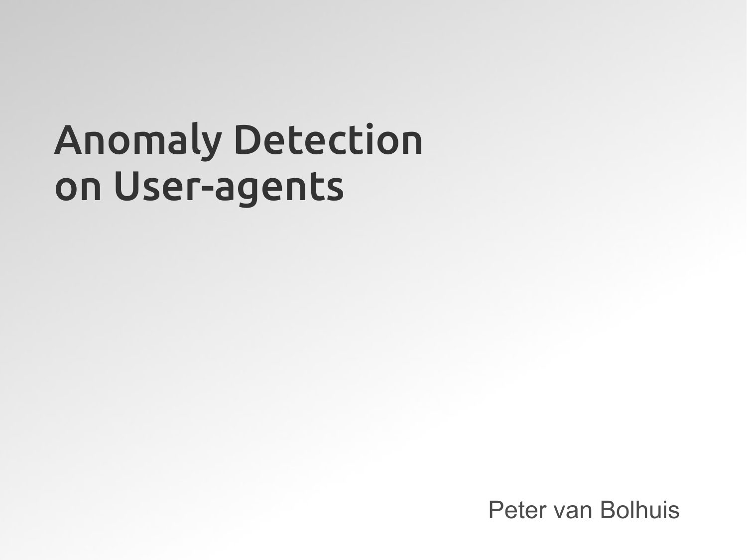# Anomaly Detection on User-agents

Peter van Bolhuis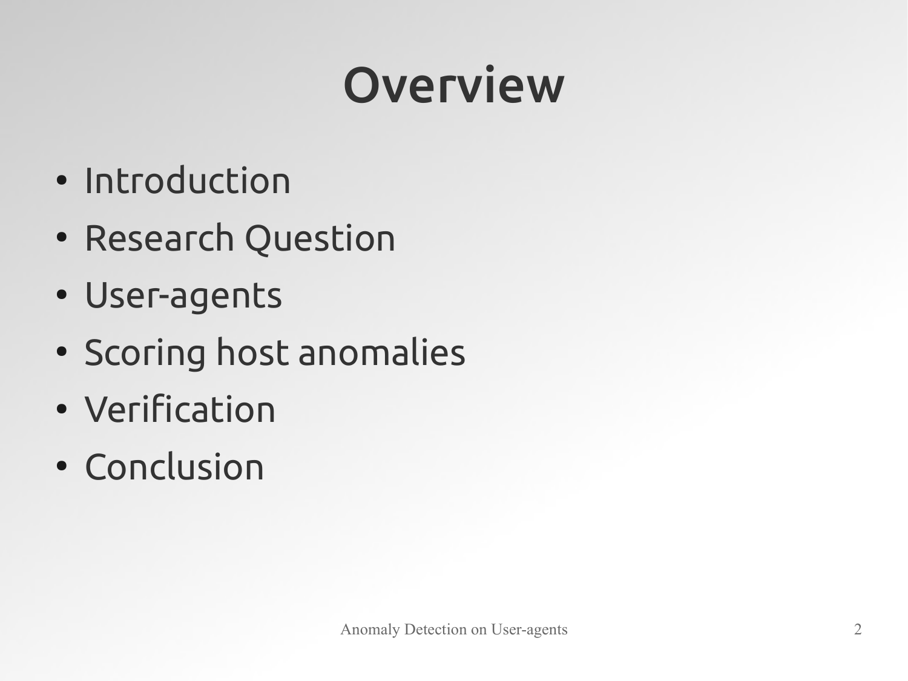# Overview

- Introduction
- Research Question
- User-agents
- Scoring host anomalies
- Verification
- Conclusion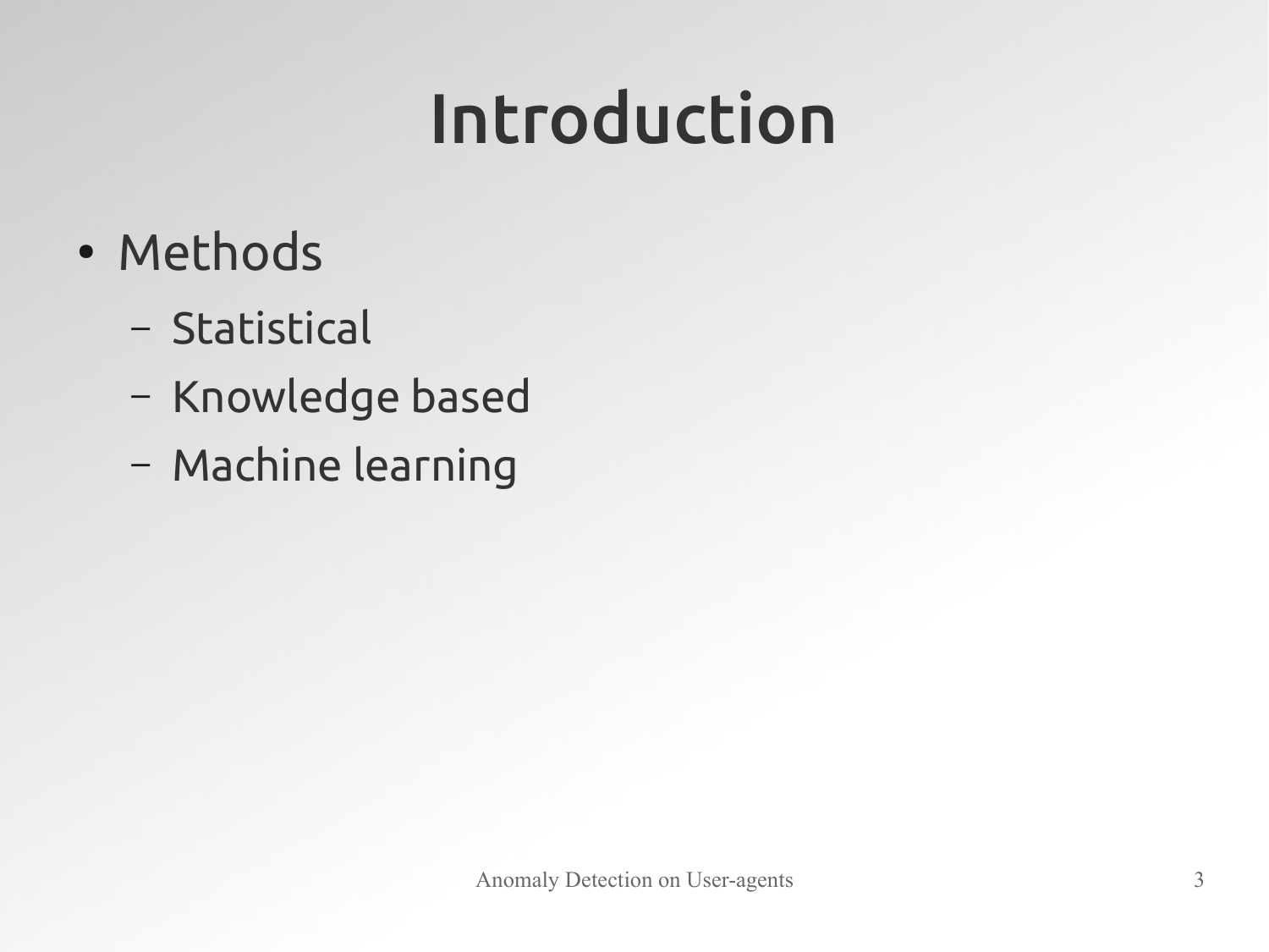# Introduction

- Methods
  - Statistical
  - Knowledge based
  - Machine learning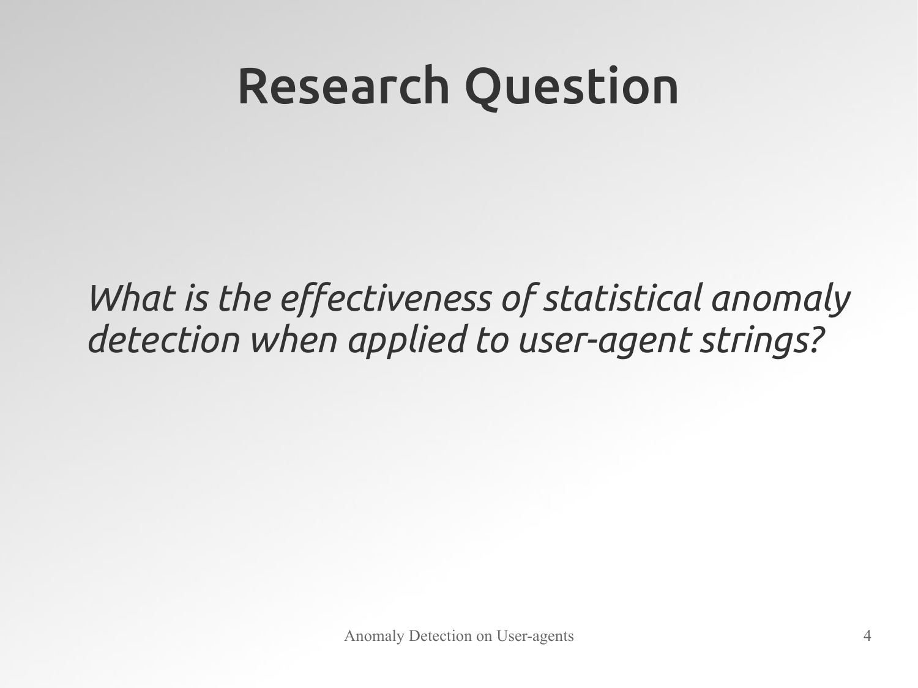# Research Question

*What is the effectiveness of statistical anomaly detection when applied to user-agent strings?*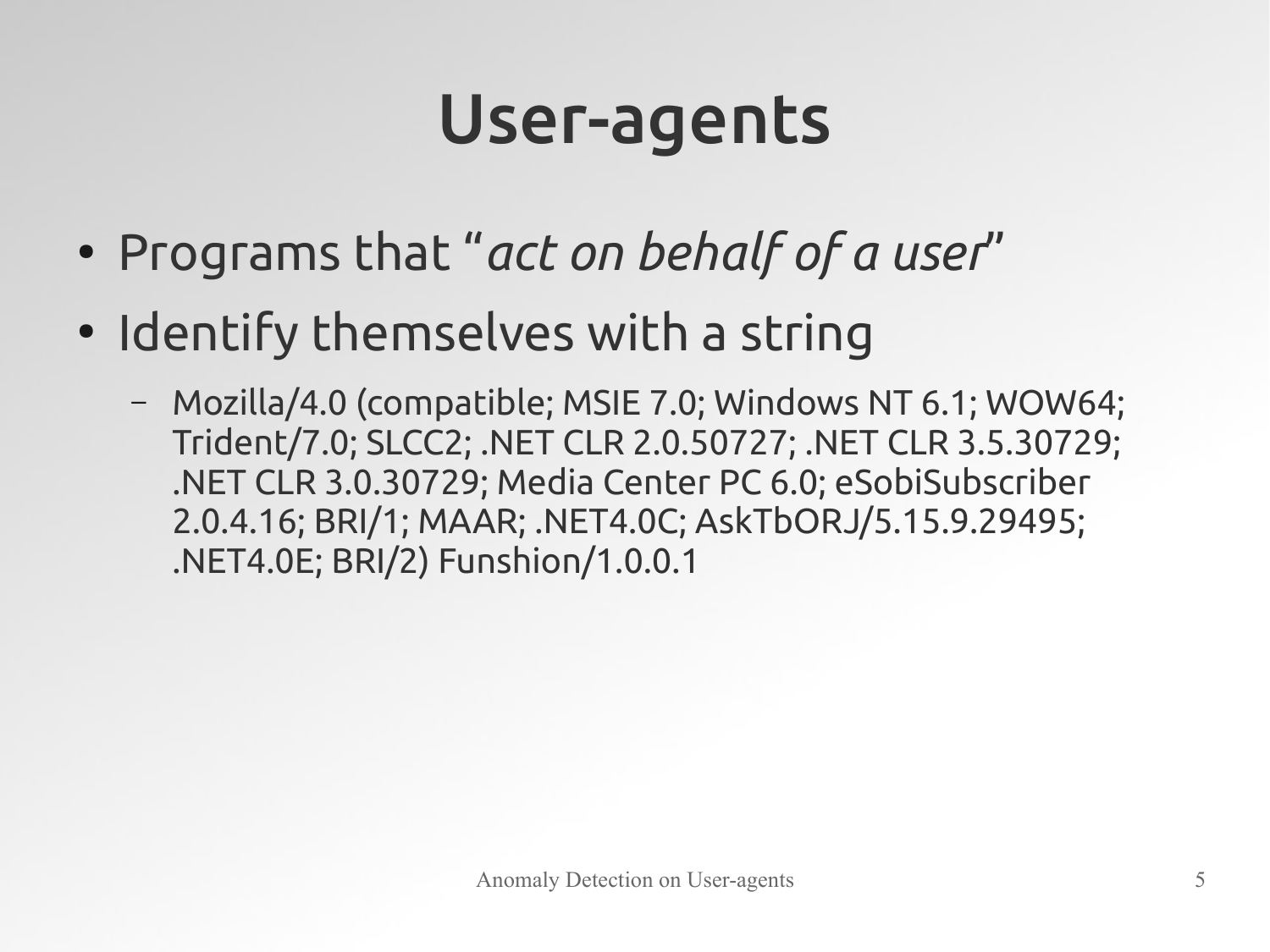# User-agents

- Programs that "*act on behalf of a user*"
- Identify themselves with a string
  - Mozilla/4.0 (compatible; MSIE 7.0; Windows NT 6.1; WOW64; Trident/7.0; SLCC2; .NET CLR 2.0.50727; .NET CLR 3.5.30729; .NET CLR 3.0.30729; Media Center PC 6.0; eSobiSubscriber 2.0.4.16; BRI/1; MAAR; .NET4.0C; AskTbORJ/5.15.9.29495; .NET4.0E; BRI/2) Funshion/1.0.0.1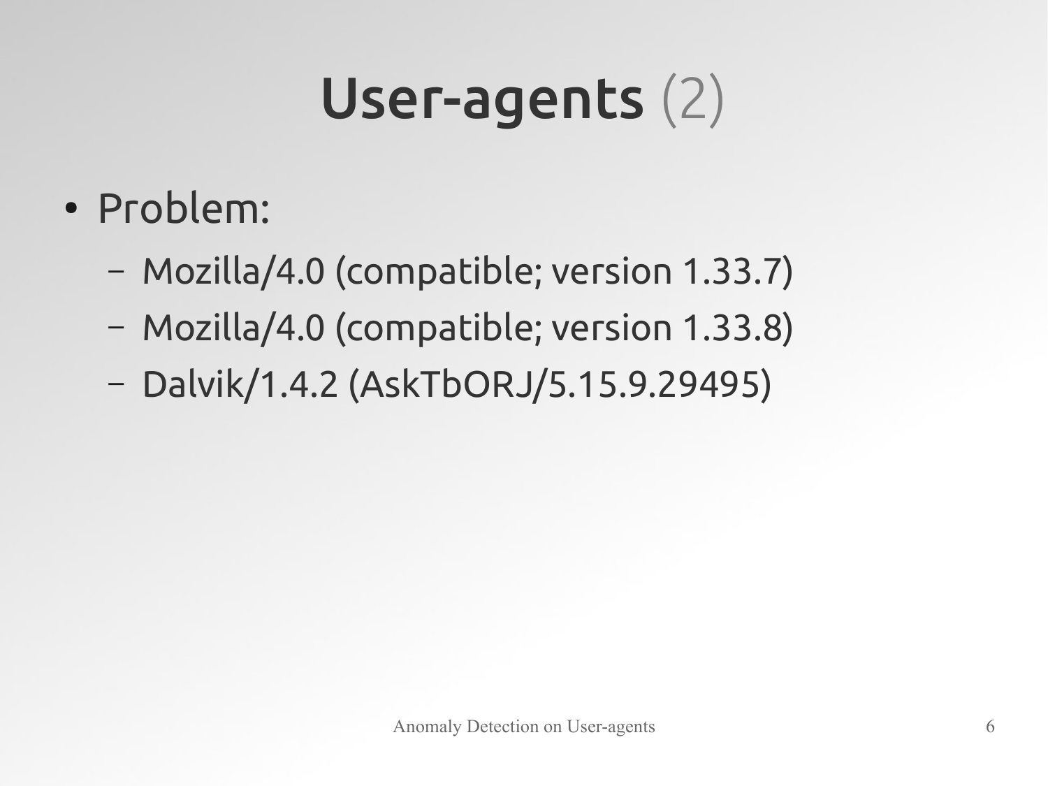# User-agents (2)

- Problem:
  - Mozilla/4.0 (compatible; version 1.33.7)
  - Mozilla/4.0 (compatible; version 1.33.8)
  - Dalvik/1.4.2 (AskTbORJ/5.15.9.29495)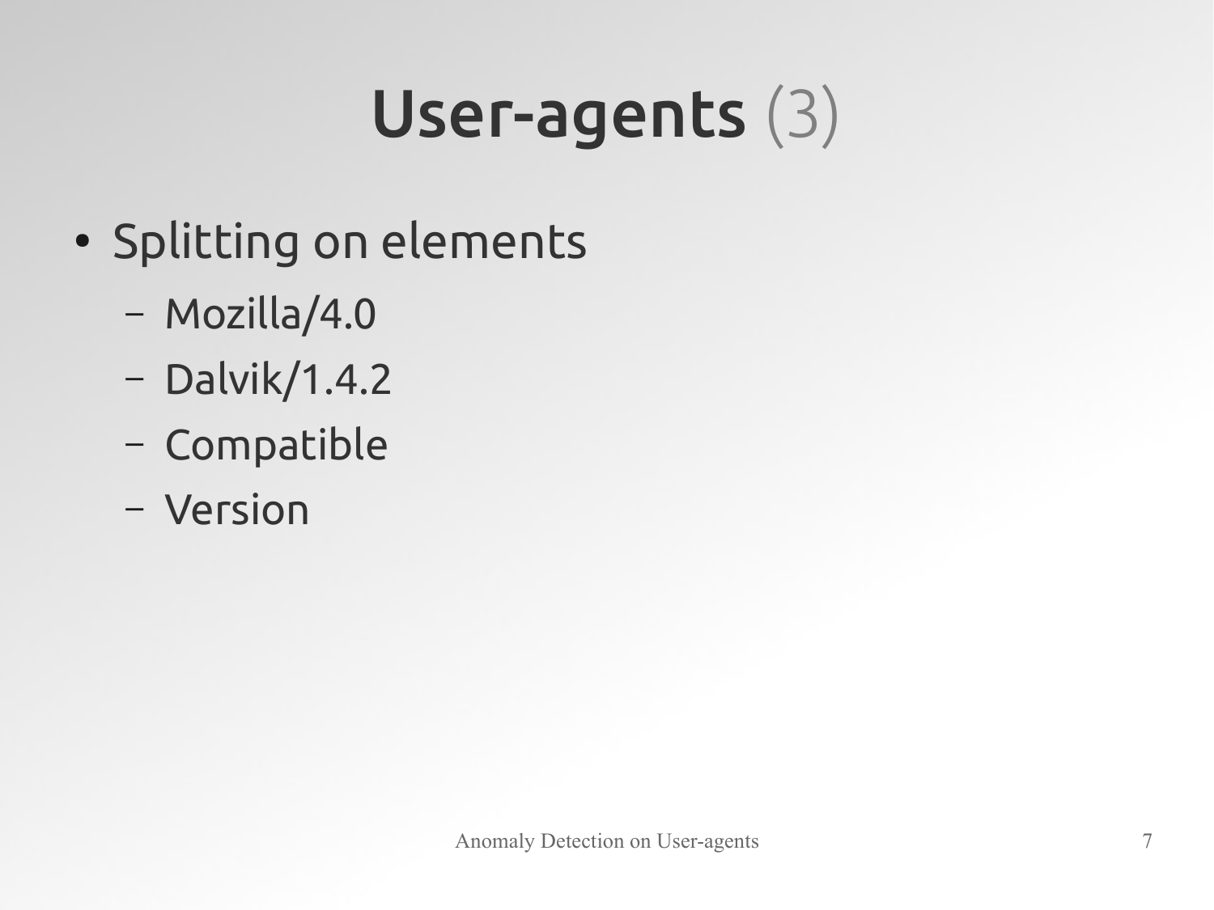# User-agents (3)

- Splitting on elements
  - Mozilla/4.0
  - Dalvik/1.4.2
  - Compatible
  - Version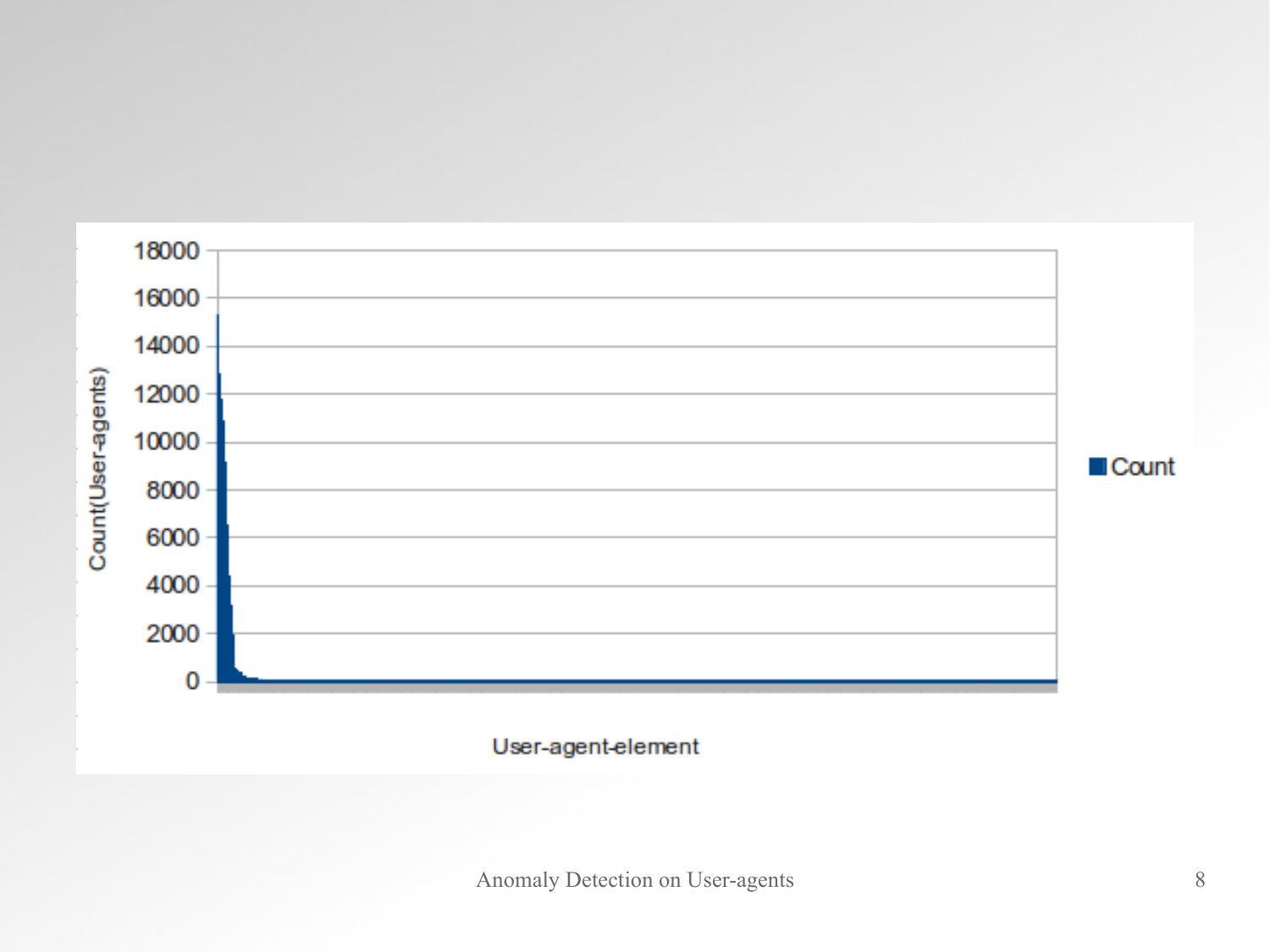Count(User-agents)

18000
16000
14000
12000
10000
8000
6000
4000
2000
0

■ Count

User-agent-element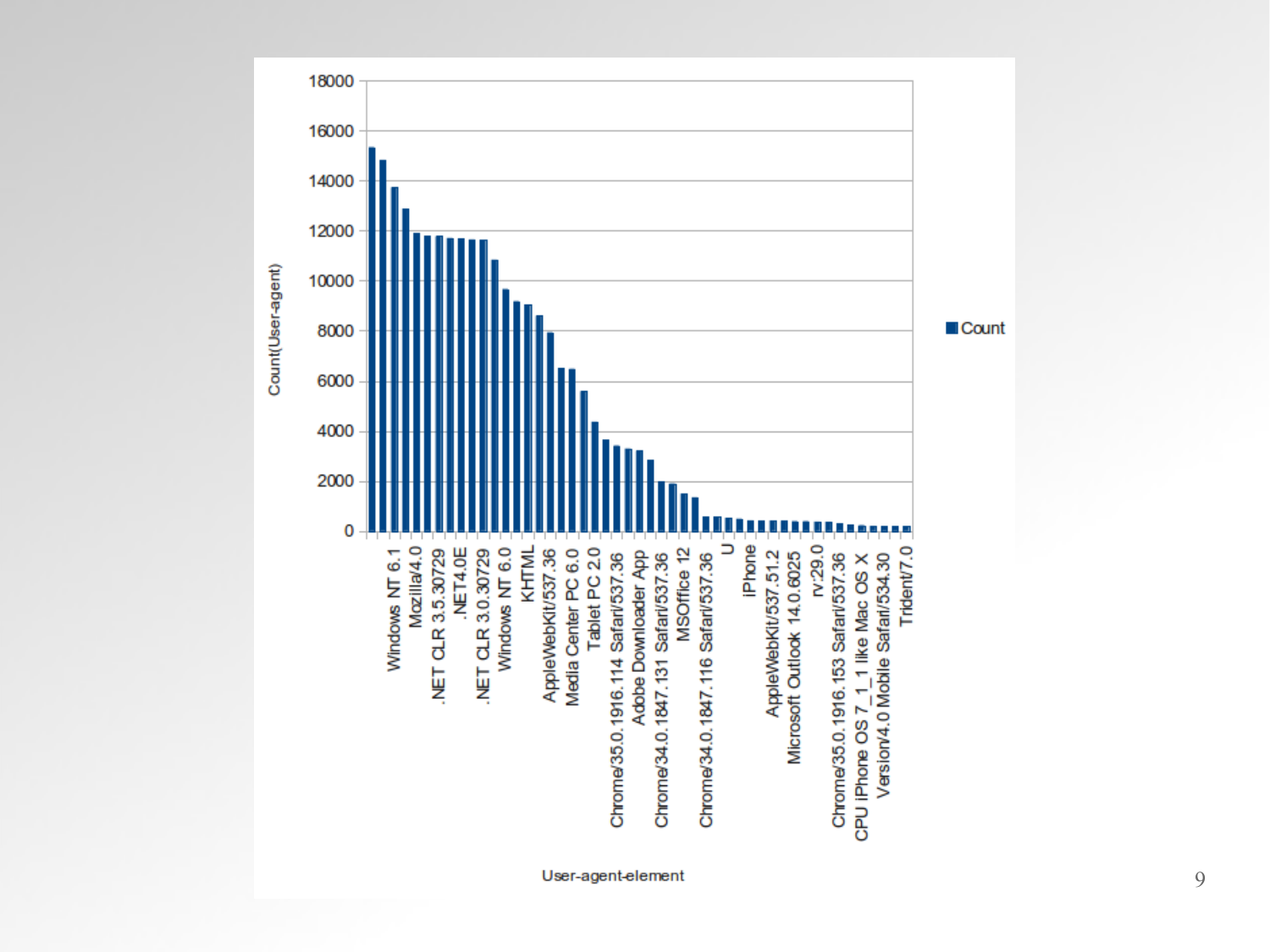Count(User-agent)

18000
16000
14000
12000
10000
8000
6000
4000
2000
0

Count

Windows NT 6.1
Mozilla/4.0
.NET CLR 3.5.30729
.NET4.0E
.NET CLR 3.0.30729
Windows NT 6.0
KHTML
AppleWebKit/537.36
Media Center PC 6.0
Tablet PC 2.0
Chrome/35.0.1916.114 Safari/537.36
Adobe Downloader App
Chrome/34.0.1847.131 Safari/537.36
MSOffice 12
Chrome/34.0.1847.116 Safari/537.36
U
iPhone
AppleWebKit/537.51.2
Microsoft Outlook 14.0.6025
rv:29.0
Chrome/35.0.1916.153 Safari/537.36
CPU iPhone OS 7_1_1 like Mac OS X
Version/4.0 Mobile Safari/534.30
Trident/7.0

User-agent-element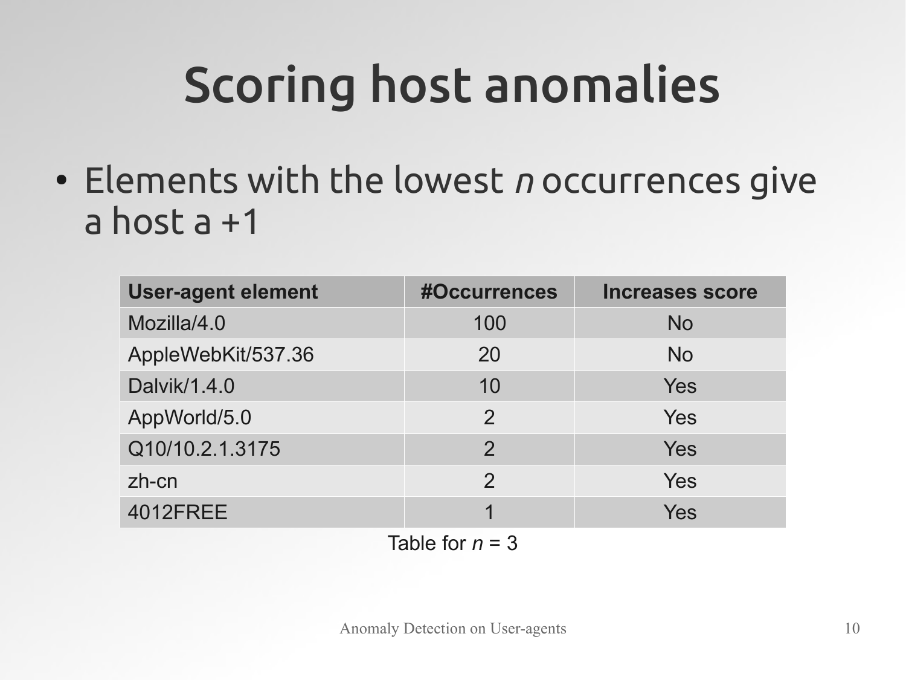# Scoring host anomalies

- Elements with the lowest *n* occurrences give a host a +1

| User-agent element | #Occurrences | Increases score |
|---|---|---|
| Mozilla/4.0 | 100 | No |
| AppleWebKit/537.36 | 20 | No |
| Dalvik/1.4.0 | 10 | Yes |
| AppWorld/5.0 | 2 | Yes |
| Q10/10.2.1.3175 | 2 | Yes |
| zh-cn | 2 | Yes |
| 4012FREE | 1 | Yes |

Table for $n = 3$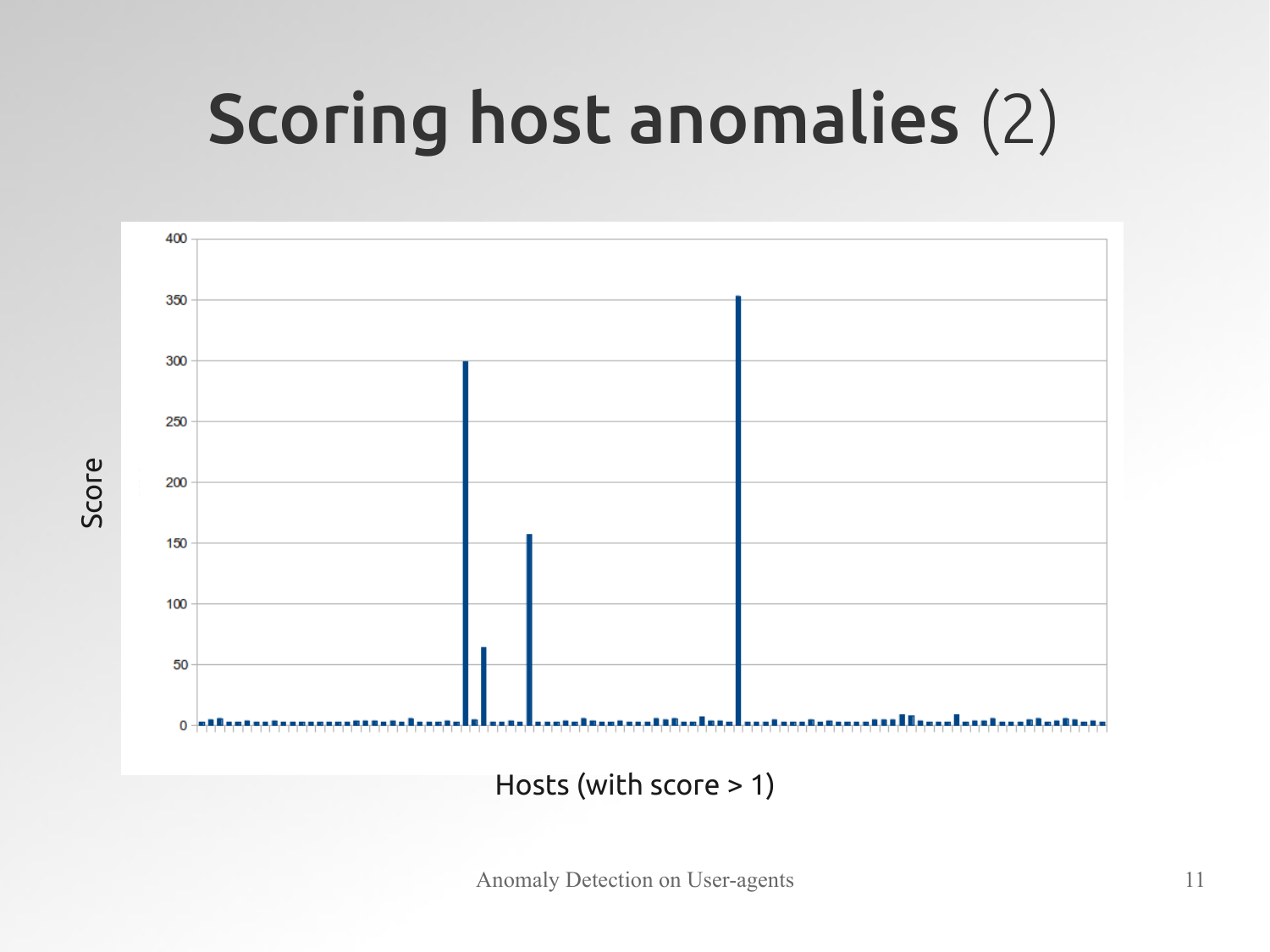# Scoring host anomalies (2)

Score

Hosts (with score > 1)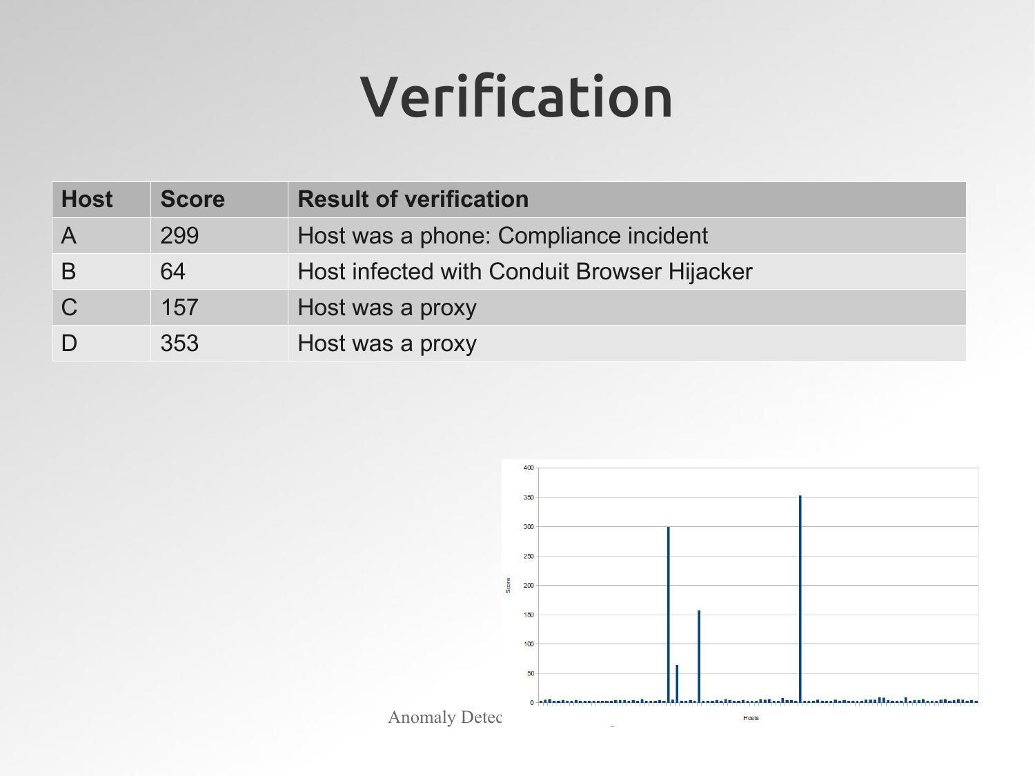# Verification

| Host | Score | Result of verification |
| --- | --- | --- |
| A | 299 | Host was a phone: Compliance incident |
| B | 64 | Host infected with Conduit Browser Hijacker |
| C | 157 | Host was a proxy |
| D | 353 | Host was a proxy |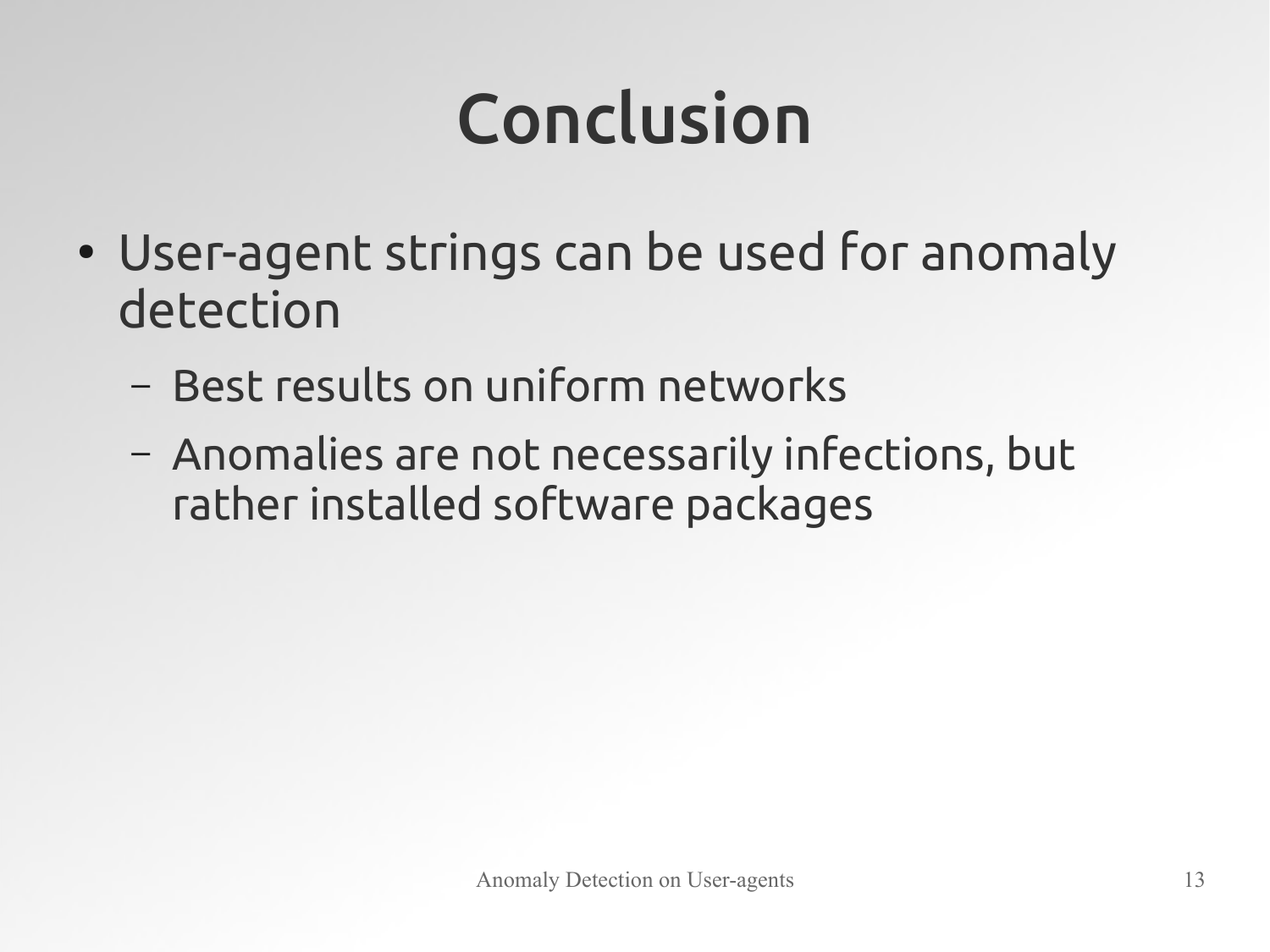# Conclusion

- User-agent strings can be used for anomaly detection
  - Best results on uniform networks
  - Anomalies are not necessarily infections, but rather installed software packages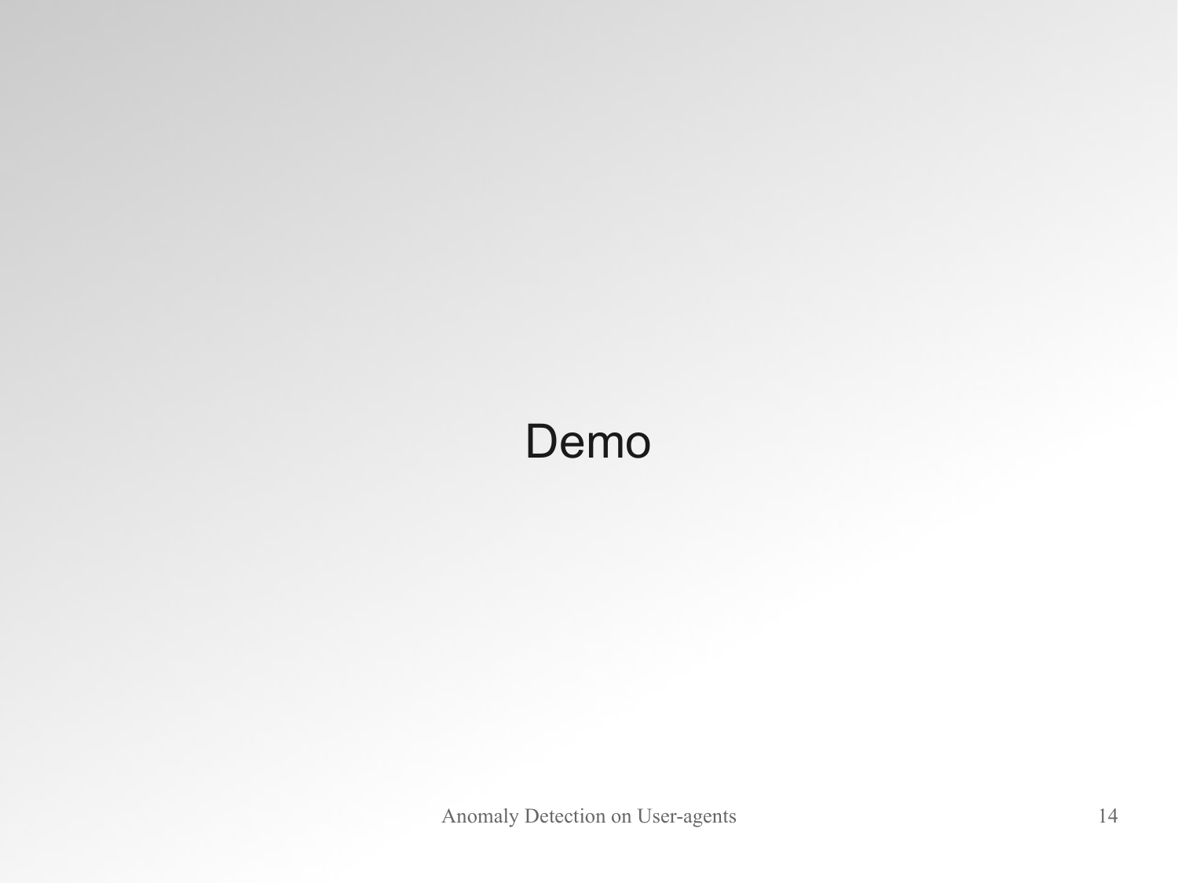# Demo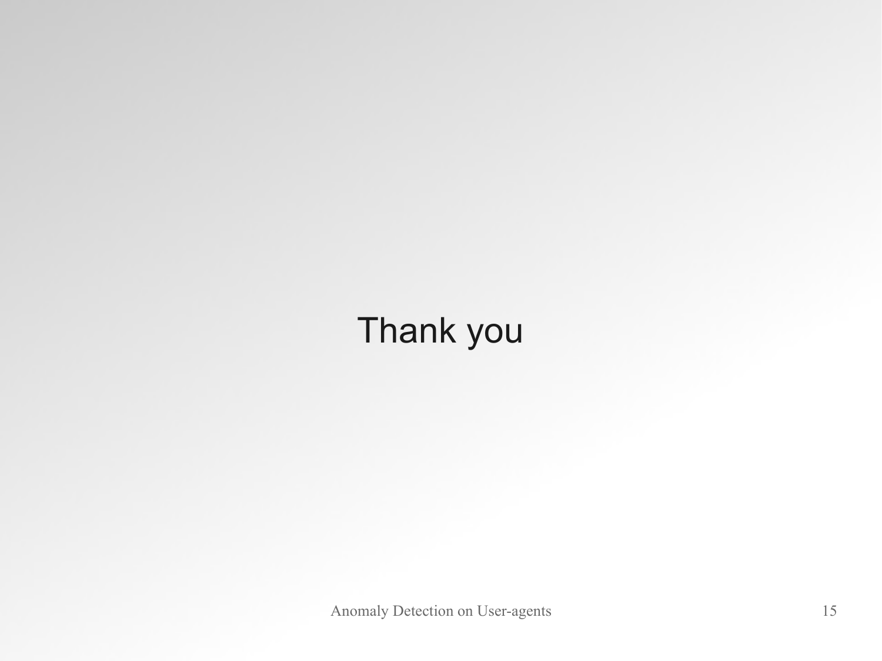Thank you